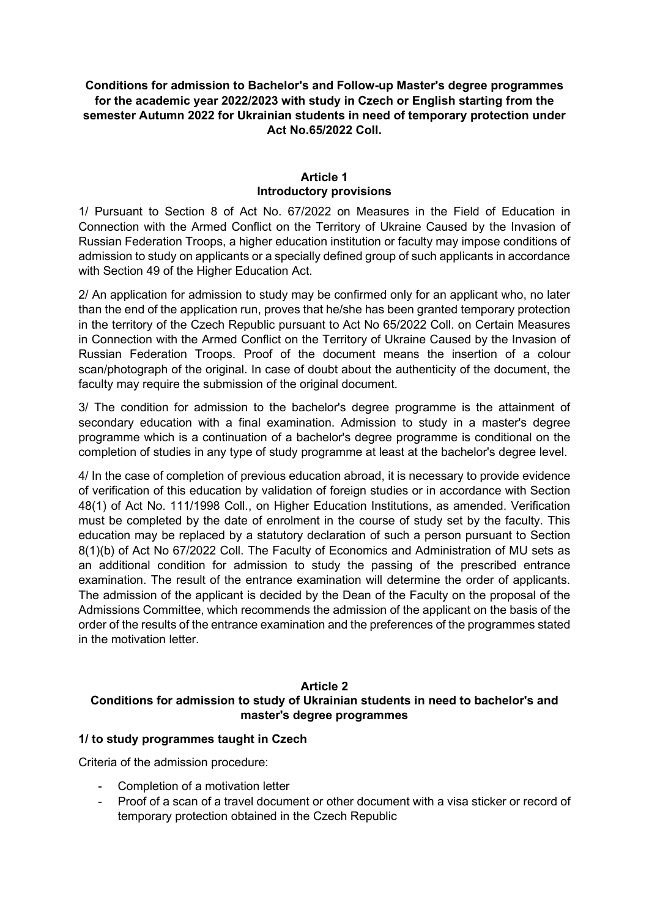**Conditions for admission to Bachelor's and Follow-up Master's degree programmes for the academic year 2022/2023 with study in Czech or English starting from the semester Autumn 2022 for Ukrainian students in need of temporary protection under Act No.65/2022 Coll.**

## Article 1
## Introductory provisions

1/ Pursuant to Section 8 of Act No. 67/2022 on Measures in the Field of Education in Connection with the Armed Conflict on the Territory of Ukraine Caused by the Invasion of Russian Federation Troops, a higher education institution or faculty may impose conditions of admission to study on applicants or a specially defined group of such applicants in accordance with Section 49 of the Higher Education Act.

2/ An application for admission to study may be confirmed only for an applicant who, no later than the end of the application run, proves that he/she has been granted temporary protection in the territory of the Czech Republic pursuant to Act No 65/2022 Coll. on Certain Measures in Connection with the Armed Conflict on the Territory of Ukraine Caused by the Invasion of Russian Federation Troops. Proof of the document means the insertion of a colour scan/photograph of the original. In case of doubt about the authenticity of the document, the faculty may require the submission of the original document.

3/ The condition for admission to the bachelor's degree programme is the attainment of secondary education with a final examination. Admission to study in a master's degree programme which is a continuation of a bachelor's degree programme is conditional on the completion of studies in any type of study programme at least at the bachelor's degree level.

4/ In the case of completion of previous education abroad, it is necessary to provide evidence of verification of this education by validation of foreign studies or in accordance with Section 48(1) of Act No. 111/1998 Coll., on Higher Education Institutions, as amended. Verification must be completed by the date of enrolment in the course of study set by the faculty. This education may be replaced by a statutory declaration of such a person pursuant to Section 8(1)(b) of Act No 67/2022 Coll. The Faculty of Economics and Administration of MU sets as an additional condition for admission to study the passing of the prescribed entrance examination. The result of the entrance examination will determine the order of applicants. The admission of the applicant is decided by the Dean of the Faculty on the proposal of the Admissions Committee, which recommends the admission of the applicant on the basis of the order of the results of the entrance examination and the preferences of the programmes stated in the motivation letter.

## Article 2
## Conditions for admission to study of Ukrainian students in need to bachelor's and master's degree programmes

### 1/ to study programmes taught in Czech

Criteria of the admission procedure:

- Completion of a motivation letter
- Proof of a scan of a travel document or other document with a visa sticker or record of temporary protection obtained in the Czech Republic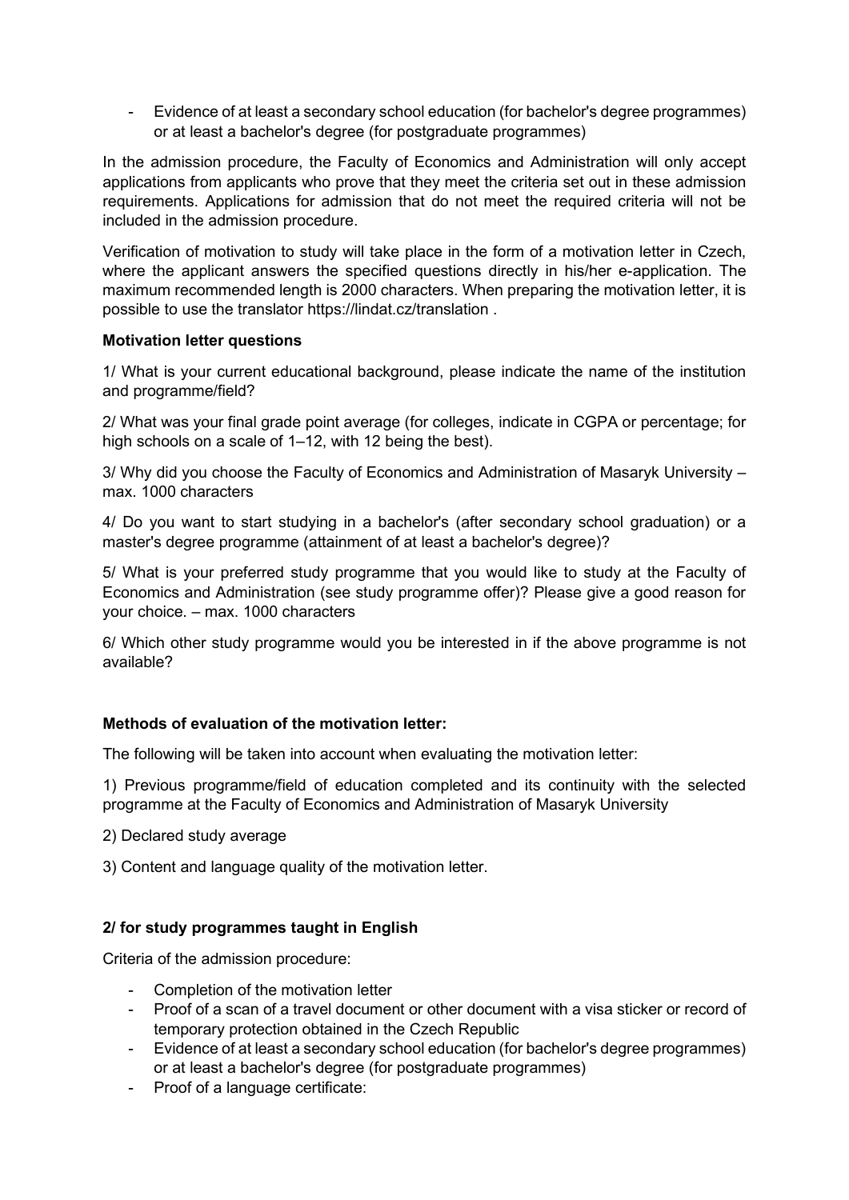- Evidence of at least a secondary school education (for bachelor's degree programmes) or at least a bachelor's degree (for postgraduate programmes)

In the admission procedure, the Faculty of Economics and Administration will only accept applications from applicants who prove that they meet the criteria set out in these admission requirements. Applications for admission that do not meet the required criteria will not be included in the admission procedure.

Verification of motivation to study will take place in the form of a motivation letter in Czech, where the applicant answers the specified questions directly in his/her e-application. The maximum recommended length is 2000 characters. When preparing the motivation letter, it is possible to use the translator https://lindat.cz/translation .

**Motivation letter questions**

1/ What is your current educational background, please indicate the name of the institution and programme/field?

2/ What was your final grade point average (for colleges, indicate in CGPA or percentage; for high schools on a scale of 1–12, with 12 being the best).

3/ Why did you choose the Faculty of Economics and Administration of Masaryk University – max. 1000 characters

4/ Do you want to start studying in a bachelor's (after secondary school graduation) or a master's degree programme (attainment of at least a bachelor's degree)?

5/ What is your preferred study programme that you would like to study at the Faculty of Economics and Administration (see study programme offer)? Please give a good reason for your choice. – max. 1000 characters

6/ Which other study programme would you be interested in if the above programme is not available?

**Methods of evaluation of the motivation letter:**

The following will be taken into account when evaluating the motivation letter:

1) Previous programme/field of education completed and its continuity with the selected programme at the Faculty of Economics and Administration of Masaryk University

2) Declared study average

3) Content and language quality of the motivation letter.

**2/ for study programmes taught in English**

Criteria of the admission procedure:

- Completion of the motivation letter
- Proof of a scan of a travel document or other document with a visa sticker or record of temporary protection obtained in the Czech Republic
- Evidence of at least a secondary school education (for bachelor's degree programmes) or at least a bachelor's degree (for postgraduate programmes)
- Proof of a language certificate: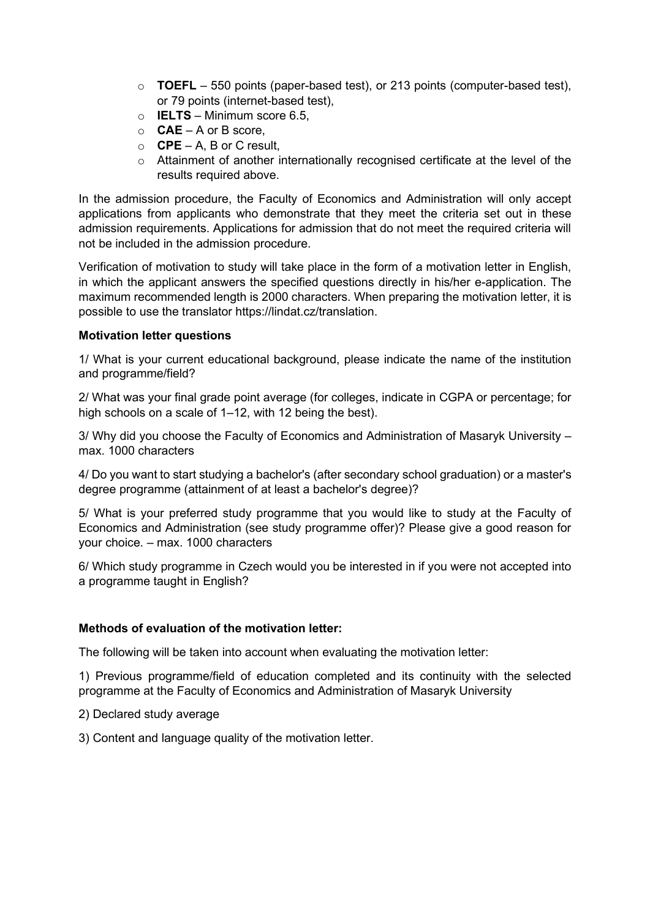- **TOEFL** – 550 points (paper-based test), or 213 points (computer-based test), or 79 points (internet-based test),
- **IELTS** – Minimum score 6.5,
- **CAE** – A or B score,
- **CPE** – A, B or C result,
- Attainment of another internationally recognised certificate at the level of the results required above.

In the admission procedure, the Faculty of Economics and Administration will only accept applications from applicants who demonstrate that they meet the criteria set out in these admission requirements. Applications for admission that do not meet the required criteria will not be included in the admission procedure.

Verification of motivation to study will take place in the form of a motivation letter in English, in which the applicant answers the specified questions directly in his/her e-application. The maximum recommended length is 2000 characters. When preparing the motivation letter, it is possible to use the translator https://lindat.cz/translation.

**Motivation letter questions**

1/ What is your current educational background, please indicate the name of the institution and programme/field?

2/ What was your final grade point average (for colleges, indicate in CGPA or percentage; for high schools on a scale of 1–12, with 12 being the best).

3/ Why did you choose the Faculty of Economics and Administration of Masaryk University – max. 1000 characters

4/ Do you want to start studying a bachelor's (after secondary school graduation) or a master's degree programme (attainment of at least a bachelor's degree)?

5/ What is your preferred study programme that you would like to study at the Faculty of Economics and Administration (see study programme offer)? Please give a good reason for your choice. – max. 1000 characters

6/ Which study programme in Czech would you be interested in if you were not accepted into a programme taught in English?

**Methods of evaluation of the motivation letter:**

The following will be taken into account when evaluating the motivation letter:

1) Previous programme/field of education completed and its continuity with the selected programme at the Faculty of Economics and Administration of Masaryk University

2) Declared study average

3) Content and language quality of the motivation letter.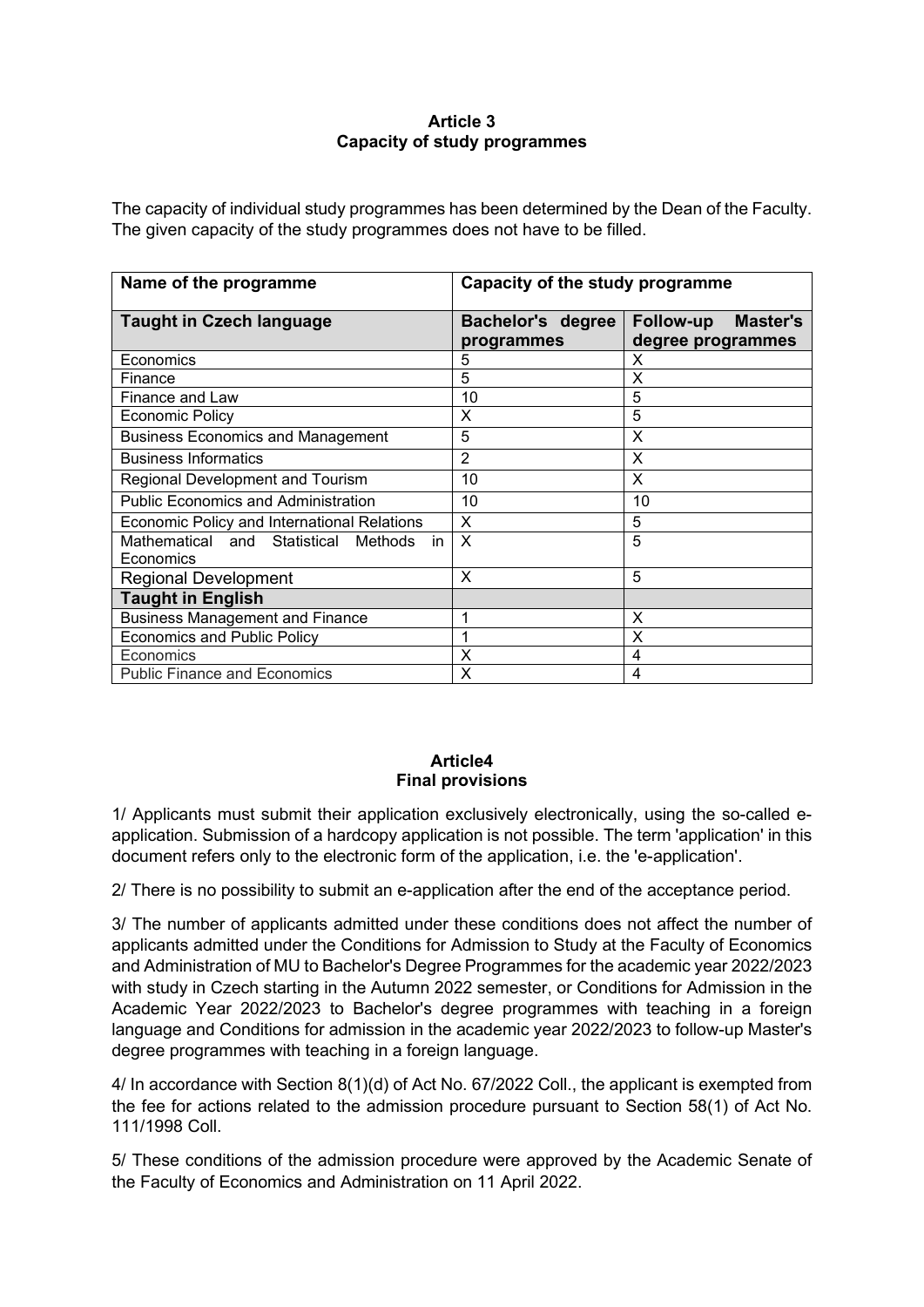**Article 3**
**Capacity of study programmes**

The capacity of individual study programmes has been determined by the Dean of the Faculty. The given capacity of the study programmes does not have to be filled.

| **Name of the programme** | **Capacity of the study programme** | |
|---|---|---|
| **Taught in Czech language** | **Bachelor's degree programmes** | **Follow-up Master's degree programmes** |
| Economics | 5 | X |
| Finance | 5 | X |
| Finance and Law | 10 | 5 |
| Economic Policy | X | 5 |
| Business Economics and Management | 5 | X |
| Business Informatics | 2 | X |
| Regional Development and Tourism | 10 | X |
| Public Economics and Administration | 10 | 10 |
| Economic Policy and International Relations | X | 5 |
| Mathematical and Statistical Methods in Economics | X | 5 |
| Regional Development | X | 5 |
| **Taught in English** | | |
| Business Management and Finance | 1 | X |
| Economics and Public Policy | 1 | X |
| Economics | X | 4 |
| Public Finance and Economics | X | 4 |

**Article4**
**Final provisions**

1/ Applicants must submit their application exclusively electronically, using the so-called e-application. Submission of a hardcopy application is not possible. The term 'application' in this document refers only to the electronic form of the application, i.e. the 'e-application'.

2/ There is no possibility to submit an e-application after the end of the acceptance period.

3/ The number of applicants admitted under these conditions does not affect the number of applicants admitted under the Conditions for Admission to Study at the Faculty of Economics and Administration of MU to Bachelor's Degree Programmes for the academic year 2022/2023 with study in Czech starting in the Autumn 2022 semester, or Conditions for Admission in the Academic Year 2022/2023 to Bachelor's degree programmes with teaching in a foreign language and Conditions for admission in the academic year 2022/2023 to follow-up Master's degree programmes with teaching in a foreign language.

4/ In accordance with Section 8(1)(d) of Act No. 67/2022 Coll., the applicant is exempted from the fee for actions related to the admission procedure pursuant to Section 58(1) of Act No. 111/1998 Coll.

5/ These conditions of the admission procedure were approved by the Academic Senate of the Faculty of Economics and Administration on 11 April 2022.